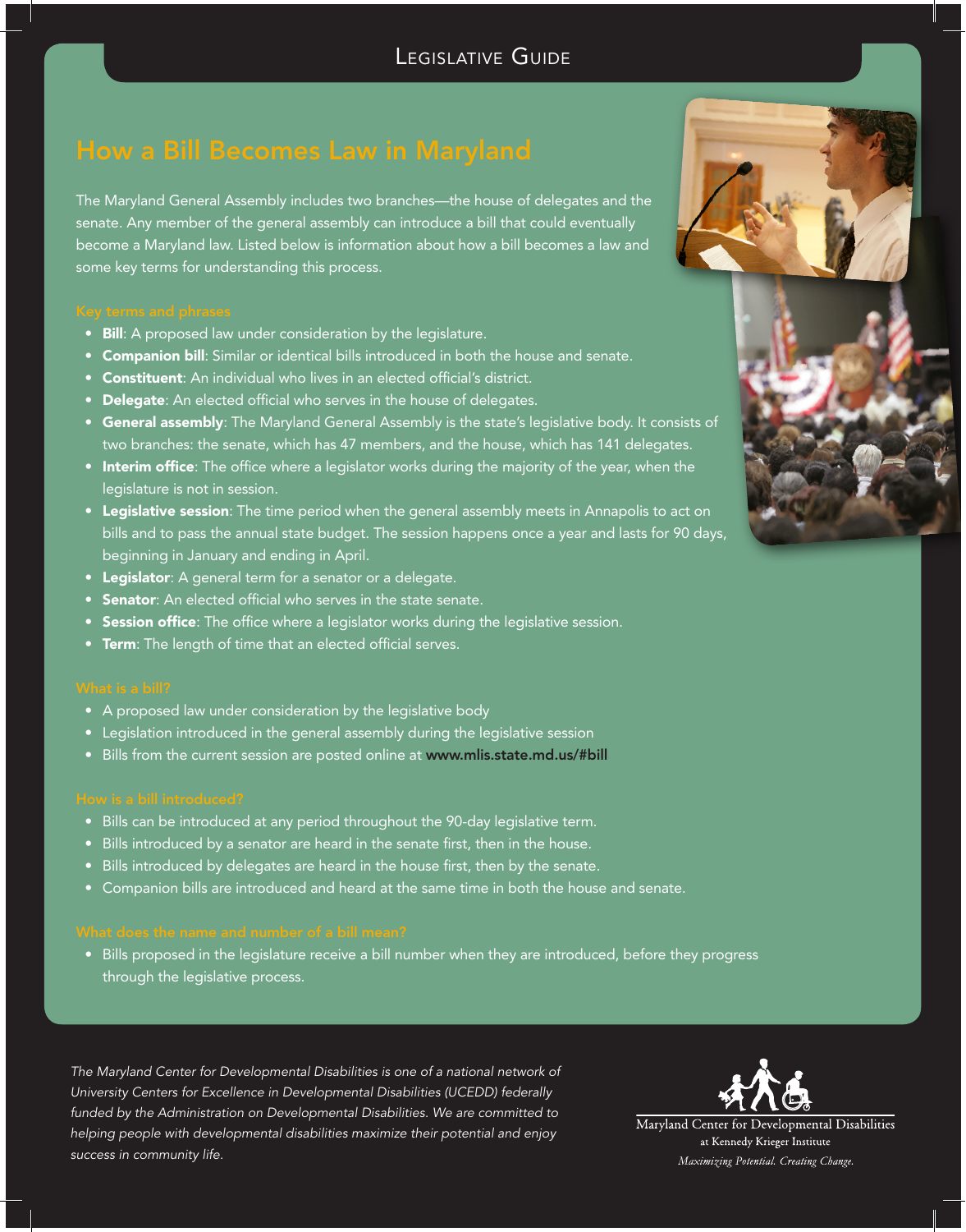# Legislative Guide

## How a Bill Becomes Law in Maryland

The Maryland General Assembly includes two branches—the house of delegates and the senate. Any member of the general assembly can introduce a bill that could eventually become a Maryland law. Listed below is information about how a bill becomes a law and some key terms for understanding this process.

### Key terms and phrases

- **Bill**: A proposed law under consideration by the legislature.
- **Companion bill**: Similar or identical bills introduced in both the house and senate.
- **Constituent**: An individual who lives in an elected official's district.
- **Delegate**: An elected official who serves in the house of delegates.
- **General assembly**: The Maryland General Assembly is the state's legislative body. It consists of two branches: the senate, which has 47 members, and the house, which has 141 delegates.
- **Interim office**: The office where a legislator works during the majority of the year, when the legislature is not in session.
- **Legislative session**: The time period when the general assembly meets in Annapolis to act on bills and to pass the annual state budget. The session happens once a year and lasts for 90 days, beginning in January and ending in April.
- **Legislator**: A general term for a senator or a delegate.
- **Senator**: An elected official who serves in the state senate.
- **Session office**: The office where a legislator works during the legislative session.
- **Term**: The length of time that an elected official serves.

### What is a bill?

- A proposed law under consideration by the legislative body
- Legislation introduced in the general assembly during the legislative session
- Bills from the current session are posted online at **www.mlis.state.md.us/#bill**

### How is a bill introduced?

- Bills can be introduced at any period throughout the 90-day legislative term.
- Bills introduced by a senator are heard in the senate first, then in the house.
- Bills introduced by delegates are heard in the house first, then by the senate.
- Companion bills are introduced and heard at the same time in both the house and senate.

### What does the name and number of a bill mean?

- Bills proposed in the legislature receive a bill number when they are introduced, before they progress through the legislative process.

*The Maryland Center for Developmental Disabilities is one of a national network of University Centers for Excellence in Developmental Disabilities (UCEDD) federally funded by the Administration on Developmental Disabilities. We are committed to helping people with developmental disabilities maximize their potential and enjoy success in community life.*

Maryland Center for Developmental Disabilities
at Kennedy Krieger Institute
*Maximizing Potential. Creating Change.*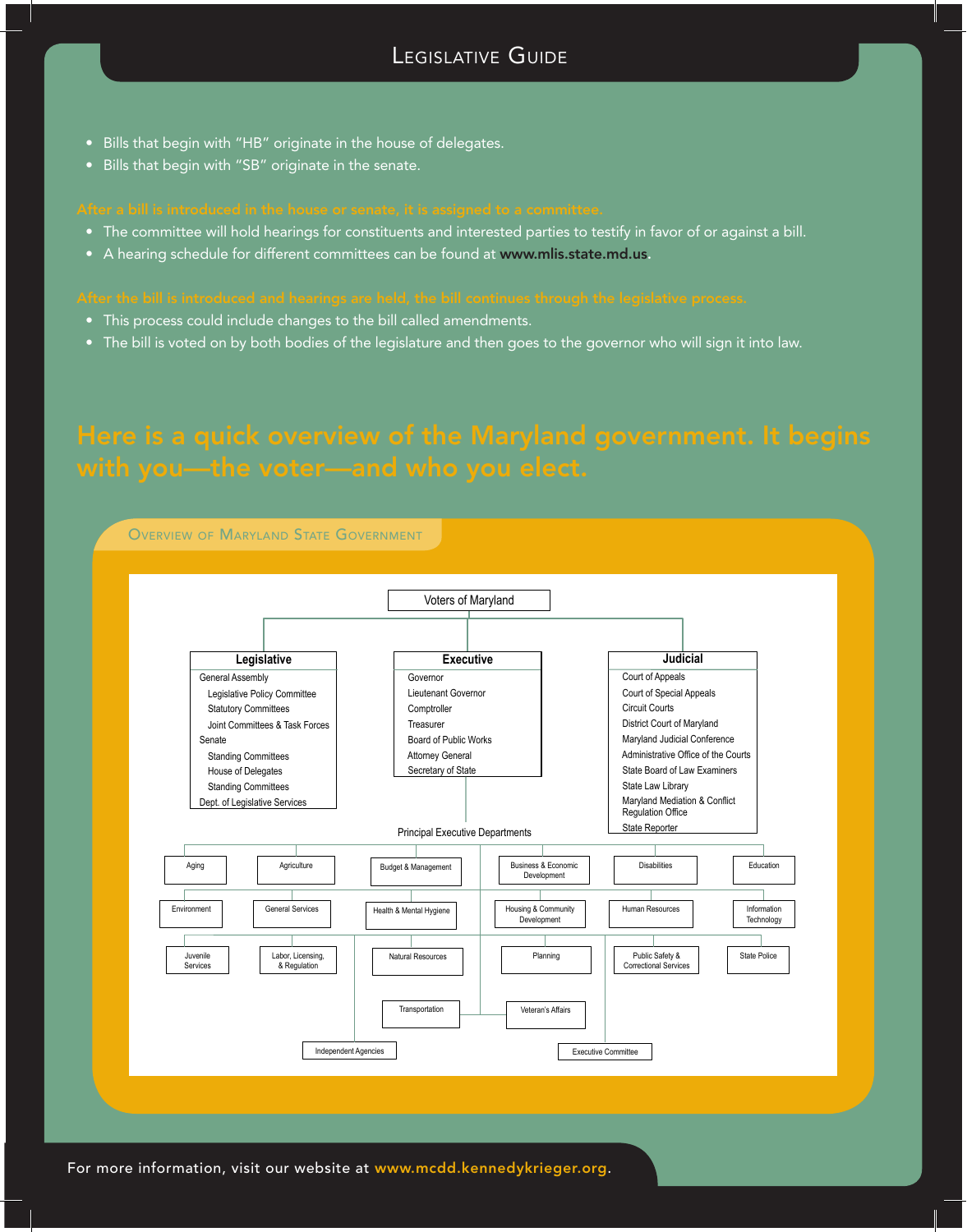# Legislative Guide

- Bills that begin with "HB" originate in the house of delegates.
- Bills that begin with "SB" originate in the senate.

**After a bill is introduced in the house or senate, it is assigned to a committee.**

- The committee will hold hearings for constituents and interested parties to testify in favor of or against a bill.
- A hearing schedule for different committees can be found at **www.mlis.state.md.us**.

**After the bill is introduced and hearings are held, the bill continues through the legislative process.**

- This process could include changes to the bill called amendments.
- The bill is voted on by both bodies of the legislature and then goes to the governor who will sign it into law.

## Here is a quick overview of the Maryland government. It begins with you—the voter—and who you elect.

### Overview of Maryland State Government

Voters of Maryland

**Legislative**

General Assembly
Legislative Policy Committee
Statutory Committees
Joint Committees & Task Forces
Senate
Standing Committees
House of Delegates
Standing Committees
Dept. of Legislative Services

**Executive**

Governor
Lieutenant Governor
Comptroller
Treasurer
Board of Public Works
Attorney General
Secretary of State

**Judicial**

Court of Appeals
Court of Special Appeals
Circuit Courts
District Court of Maryland
Maryland Judicial Conference
Administrative Office of the Courts
State Board of Law Examiners
State Law Library
Maryland Mediation & Conflict Regulation Office
State Reporter

Principal Executive Departments

Aging
Agriculture
Budget & Management
Business & Economic Development
Disabilities
Education
Environment
General Services
Health & Mental Hygiene
Housing & Community Development
Human Resources
Information Technology
Juvenile Services
Labor, Licensing, & Regulation
Natural Resources
Planning
Public Safety & Correctional Services
State Police
Transportation
Veteran's Affairs

Independent Agencies
Executive Committee

For more information, visit our website at www.mcdd.kennedykrieger.org.